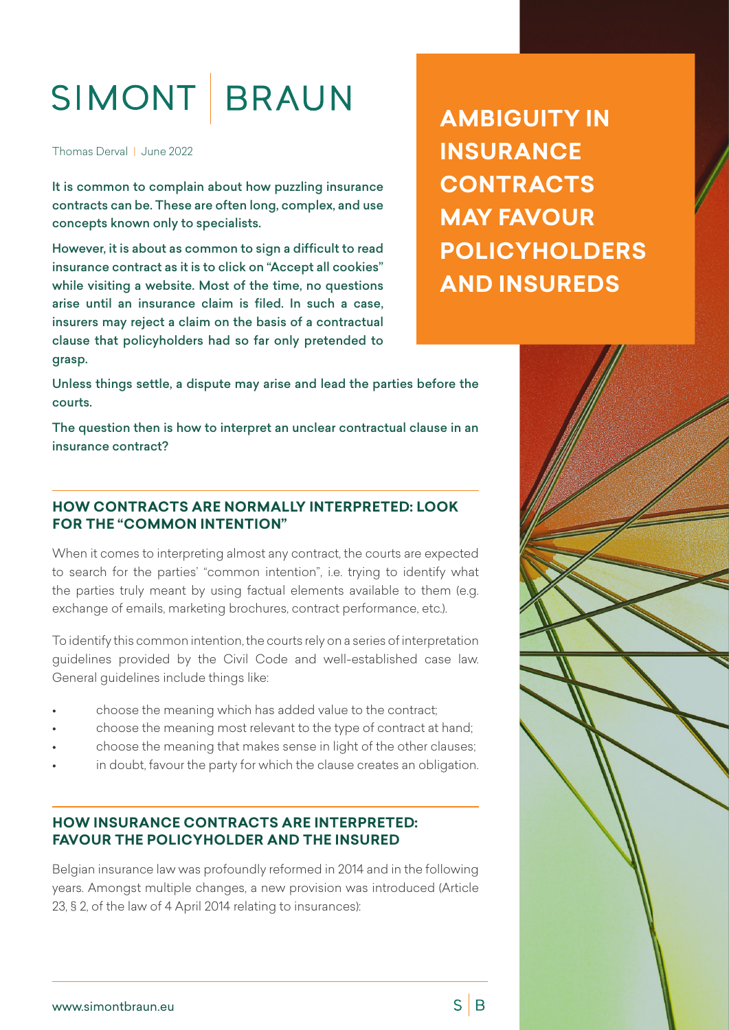SIMONT | BRAUN

Thomas Derval | June 2022

# AMBIGUITY IN INSURANCE CONTRACTS MAY FAVOUR POLICYHOLDERS AND INSUREDS

**It is common to complain about how puzzling insurance contracts can be. These are often long, complex, and use concepts known only to specialists.**

**However, it is about as common to sign a difficult to read insurance contract as it is to click on "Accept all cookies" while visiting a website. Most of the time, no questions arise until an insurance claim is filed. In such a case, insurers may reject a claim on the basis of a contractual clause that policyholders had so far only pretended to grasp.**

**Unless things settle, a dispute may arise and lead the parties before the courts.**

**The question then is how to interpret an unclear contractual clause in an insurance contract?**

## HOW CONTRACTS ARE NORMALLY INTERPRETED: LOOK FOR THE "COMMON INTENTION"

When it comes to interpreting almost any contract, the courts are expected to search for the parties' "common intention", i.e. trying to identify what the parties truly meant by using factual elements available to them (e.g. exchange of emails, marketing brochures, contract performance, etc.).

To identify this common intention, the courts rely on a series of interpretation guidelines provided by the Civil Code and well-established case law. General guidelines include things like:

- choose the meaning which has added value to the contract;
- choose the meaning most relevant to the type of contract at hand;
- choose the meaning that makes sense in light of the other clauses;
- in doubt, favour the party for which the clause creates an obligation.

## HOW INSURANCE CONTRACTS ARE INTERPRETED: FAVOUR THE POLICYHOLDER AND THE INSURED

Belgian insurance law was profoundly reformed in 2014 and in the following years. Amongst multiple changes, a new provision was introduced (Article 23, § 2, of the law of 4 April 2014 relating to insurances):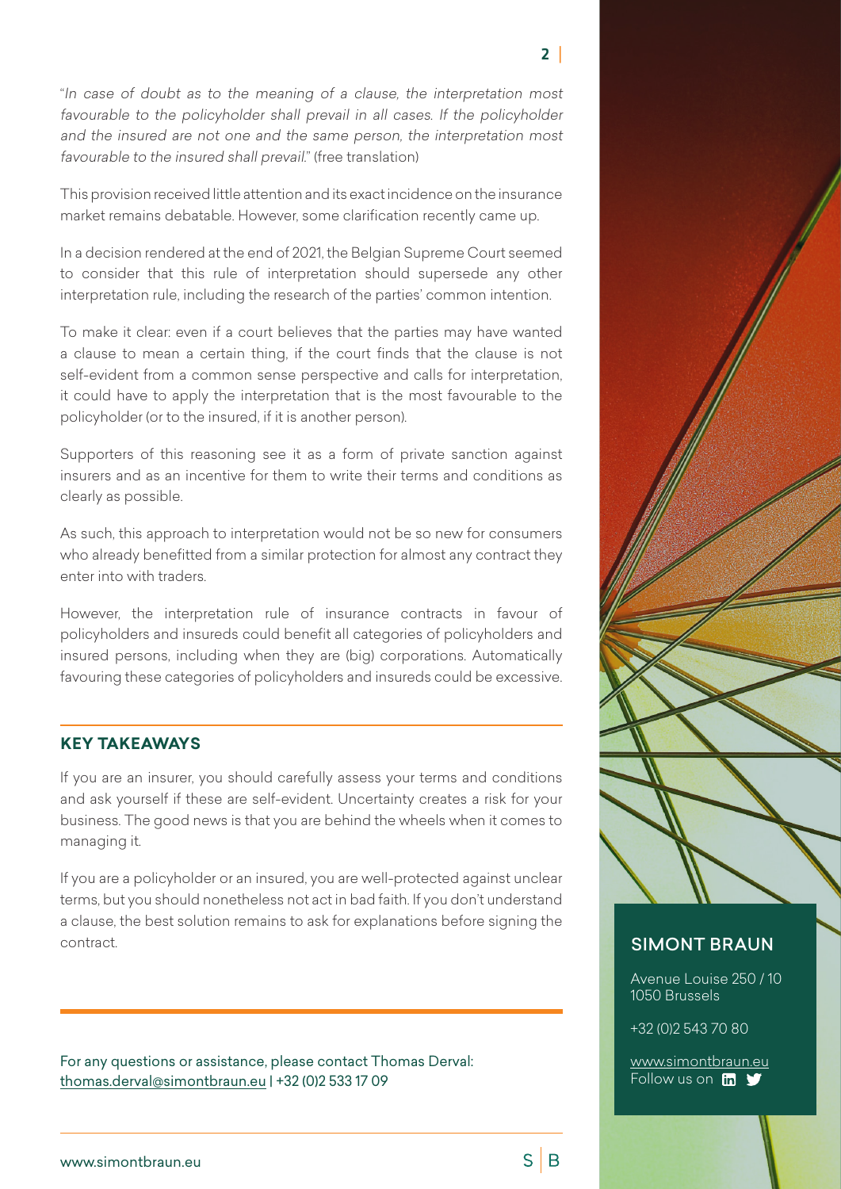"*In case of doubt as to the meaning of a clause, the interpretation most favourable to the policyholder shall prevail in all cases. If the policyholder and the insured are not one and the same person, the interpretation most favourable to the insured shall prevail.*" (free translation)

This provision received little attention and its exact incidence on the insurance market remains debatable. However, some clarification recently came up.

In a decision rendered at the end of 2021, the Belgian Supreme Court seemed to consider that this rule of interpretation should supersede any other interpretation rule, including the research of the parties' common intention.

To make it clear: even if a court believes that the parties may have wanted a clause to mean a certain thing, if the court finds that the clause is not self-evident from a common sense perspective and calls for interpretation, it could have to apply the interpretation that is the most favourable to the policyholder (or to the insured, if it is another person).

Supporters of this reasoning see it as a form of private sanction against insurers and as an incentive for them to write their terms and conditions as clearly as possible.

As such, this approach to interpretation would not be so new for consumers who already benefitted from a similar protection for almost any contract they enter into with traders.

However, the interpretation rule of insurance contracts in favour of policyholders and insureds could benefit all categories of policyholders and insured persons, including when they are (big) corporations. Automatically favouring these categories of policyholders and insureds could be excessive.

## KEY TAKEAWAYS

If you are an insurer, you should carefully assess your terms and conditions and ask yourself if these are self-evident. Uncertainty creates a risk for your business. The good news is that you are behind the wheels when it comes to managing it.

If you are a policyholder or an insured, you are well-protected against unclear terms, but you should nonetheless not act in bad faith. If you don't understand a clause, the best solution remains to ask for explanations before signing the contract.

For any questions or assistance, please contact Thomas Derval:
thomas.derval@simontbraun.eu | +32 (0)2 533 17 09

**SIMONT BRAUN**

Avenue Louise 250 / 10
1050 Brussels

+32 (0)2 543 70 80

www.simontbraun.eu
Follow us on